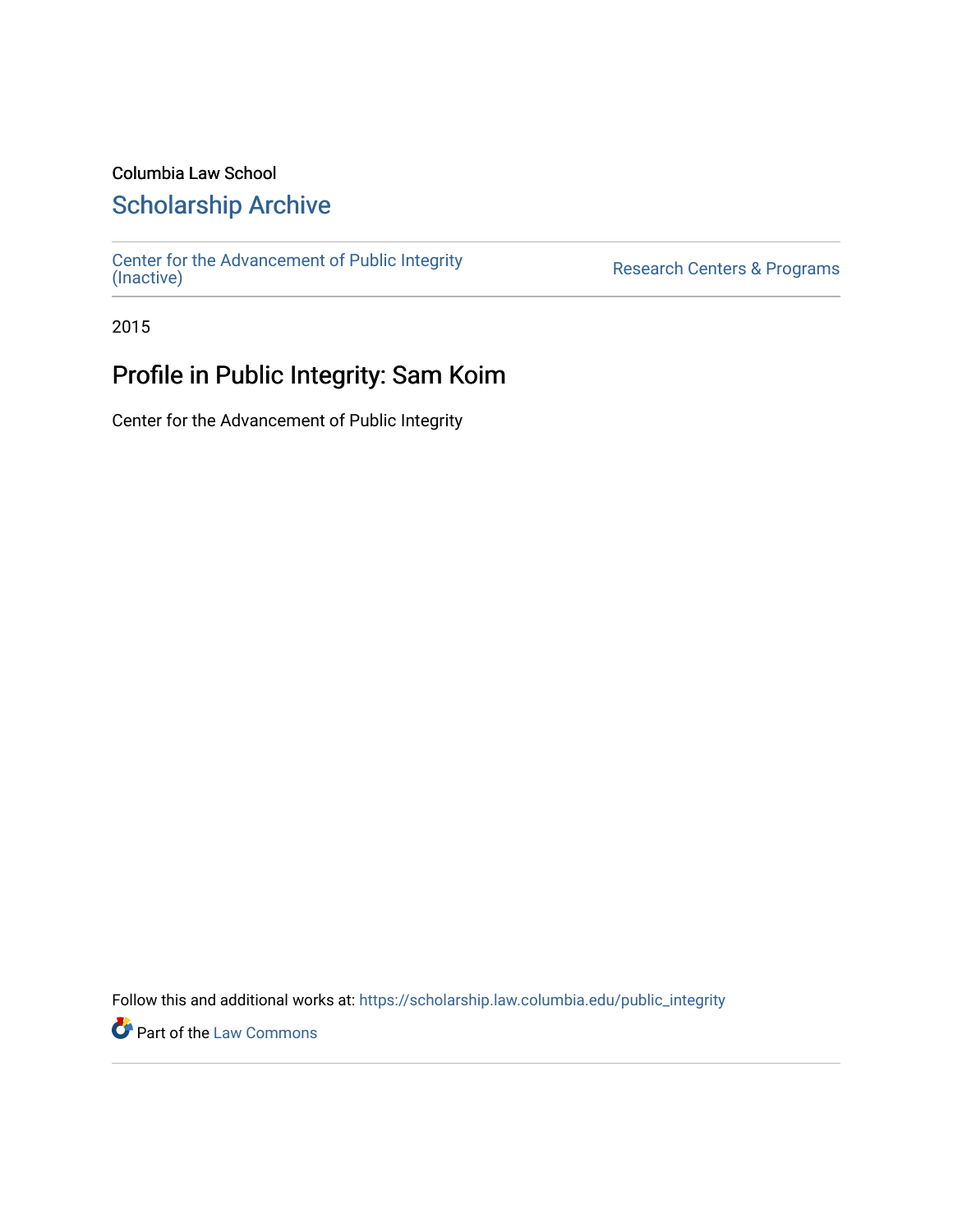Columbia Law School

## Scholarship Archive

Center for the Advancement of Public Integrity (Inactive)

Research Centers & Programs

2015

# Profile in Public Integrity: Sam Koim

Center for the Advancement of Public Integrity

Follow this and additional works at: https://scholarship.law.columbia.edu/public_integrity

Part of the Law Commons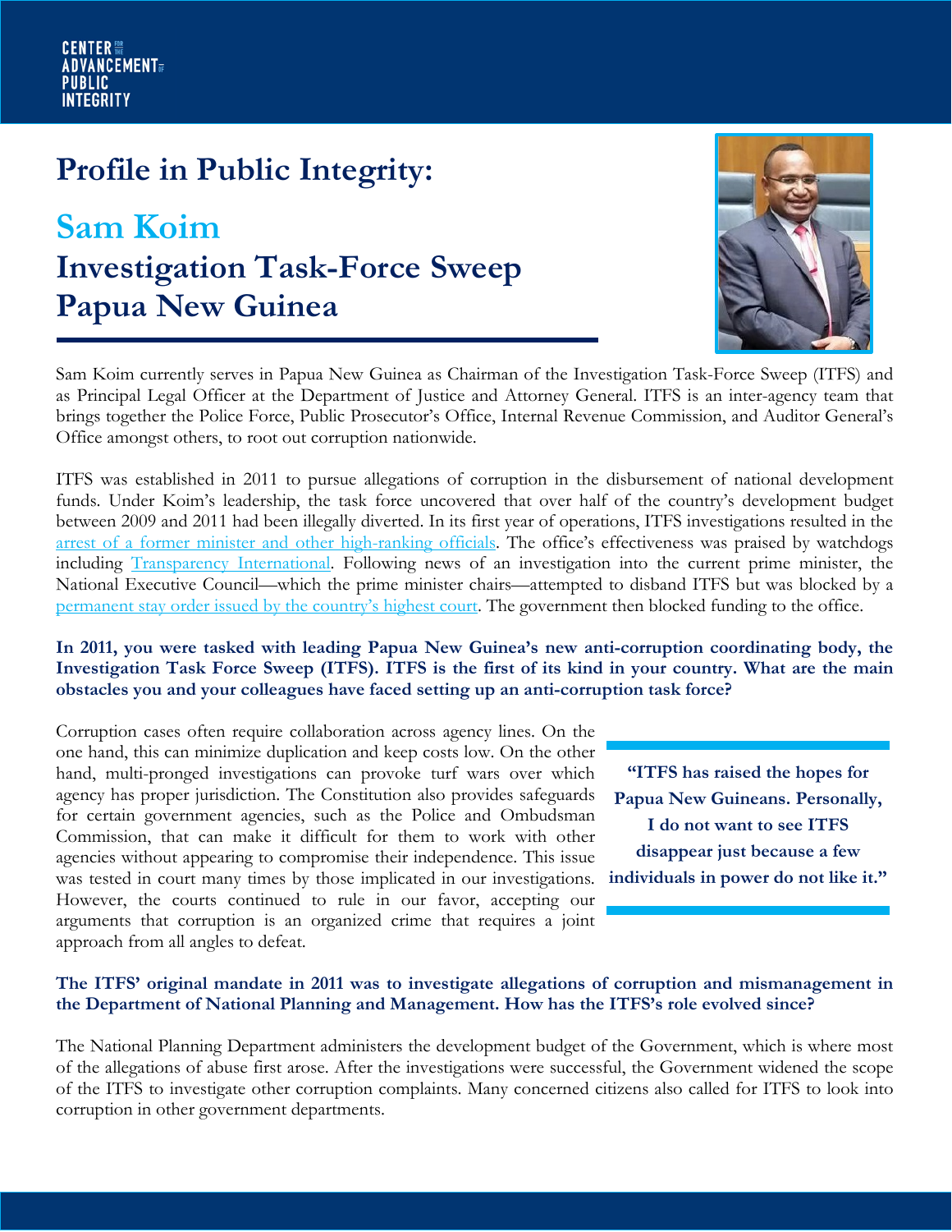# Profile in Public Integrity:

## Sam Koim

## Investigation Task-Force Sweep Papua New Guinea

Sam Koim currently serves in Papua New Guinea as Chairman of the Investigation Task-Force Sweep (ITFS) and as Principal Legal Officer at the Department of Justice and Attorney General. ITFS is an inter-agency team that brings together the Police Force, Public Prosecutor's Office, Internal Revenue Commission, and Auditor General's Office amongst others, to root out corruption nationwide.

ITFS was established in 2011 to pursue allegations of corruption in the disbursement of national development funds. Under Koim's leadership, the task force uncovered that over half of the country's development budget between 2009 and 2011 had been illegally diverted. In its first year of operations, ITFS investigations resulted in the arrest of a former minister and other high-ranking officials. The office's effectiveness was praised by watchdogs including Transparency International. Following news of an investigation into the current prime minister, the National Executive Council—which the prime minister chairs—attempted to disband ITFS but was blocked by a permanent stay order issued by the country's highest court. The government then blocked funding to the office.

**In 2011, you were tasked with leading Papua New Guinea's new anti-corruption coordinating body, the Investigation Task Force Sweep (ITFS). ITFS is the first of its kind in your country. What are the main obstacles you and your colleagues have faced setting up an anti-corruption task force?**

Corruption cases often require collaboration across agency lines. On the one hand, this can minimize duplication and keep costs low. On the other hand, multi-pronged investigations can provoke turf wars over which agency has proper jurisdiction. The Constitution also provides safeguards for certain government agencies, such as the Police and Ombudsman Commission, that can make it difficult for them to work with other agencies without appearing to compromise their independence. This issue was tested in court many times by those implicated in our investigations. However, the courts continued to rule in our favor, accepting our arguments that corruption is an organized crime that requires a joint approach from all angles to defeat.

> **"ITFS has raised the hopes for Papua New Guineans. Personally, I do not want to see ITFS disappear just because a few individuals in power do not like it."**

**The ITFS' original mandate in 2011 was to investigate allegations of corruption and mismanagement in the Department of National Planning and Management. How has the ITFS's role evolved since?**

The National Planning Department administers the development budget of the Government, which is where most of the allegations of abuse first arose. After the investigations were successful, the Government widened the scope of the ITFS to investigate other corruption complaints. Many concerned citizens also called for ITFS to look into corruption in other government departments.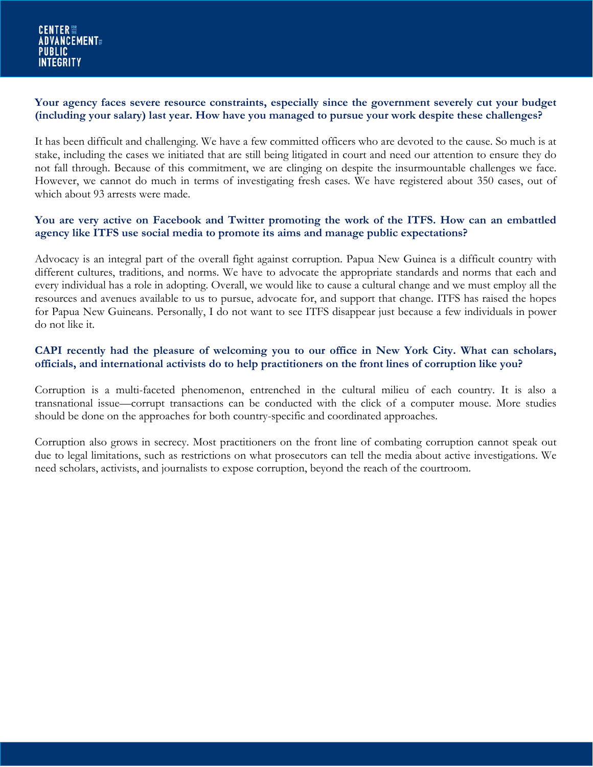**Your agency faces severe resource constraints, especially since the government severely cut your budget (including your salary) last year. How have you managed to pursue your work despite these challenges?**

It has been difficult and challenging. We have a few committed officers who are devoted to the cause. So much is at stake, including the cases we initiated that are still being litigated in court and need our attention to ensure they do not fall through. Because of this commitment, we are clinging on despite the insurmountable challenges we face. However, we cannot do much in terms of investigating fresh cases. We have registered about 350 cases, out of which about 93 arrests were made.

**You are very active on Facebook and Twitter promoting the work of the ITFS. How can an embattled agency like ITFS use social media to promote its aims and manage public expectations?**

Advocacy is an integral part of the overall fight against corruption. Papua New Guinea is a difficult country with different cultures, traditions, and norms. We have to advocate the appropriate standards and norms that each and every individual has a role in adopting. Overall, we would like to cause a cultural change and we must employ all the resources and avenues available to us to pursue, advocate for, and support that change. ITFS has raised the hopes for Papua New Guineans. Personally, I do not want to see ITFS disappear just because a few individuals in power do not like it.

**CAPI recently had the pleasure of welcoming you to our office in New York City. What can scholars, officials, and international activists do to help practitioners on the front lines of corruption like you?**

Corruption is a multi-faceted phenomenon, entrenched in the cultural milieu of each country. It is also a transnational issue—corrupt transactions can be conducted with the click of a computer mouse. More studies should be done on the approaches for both country-specific and coordinated approaches.

Corruption also grows in secrecy. Most practitioners on the front line of combating corruption cannot speak out due to legal limitations, such as restrictions on what prosecutors can tell the media about active investigations. We need scholars, activists, and journalists to expose corruption, beyond the reach of the courtroom.